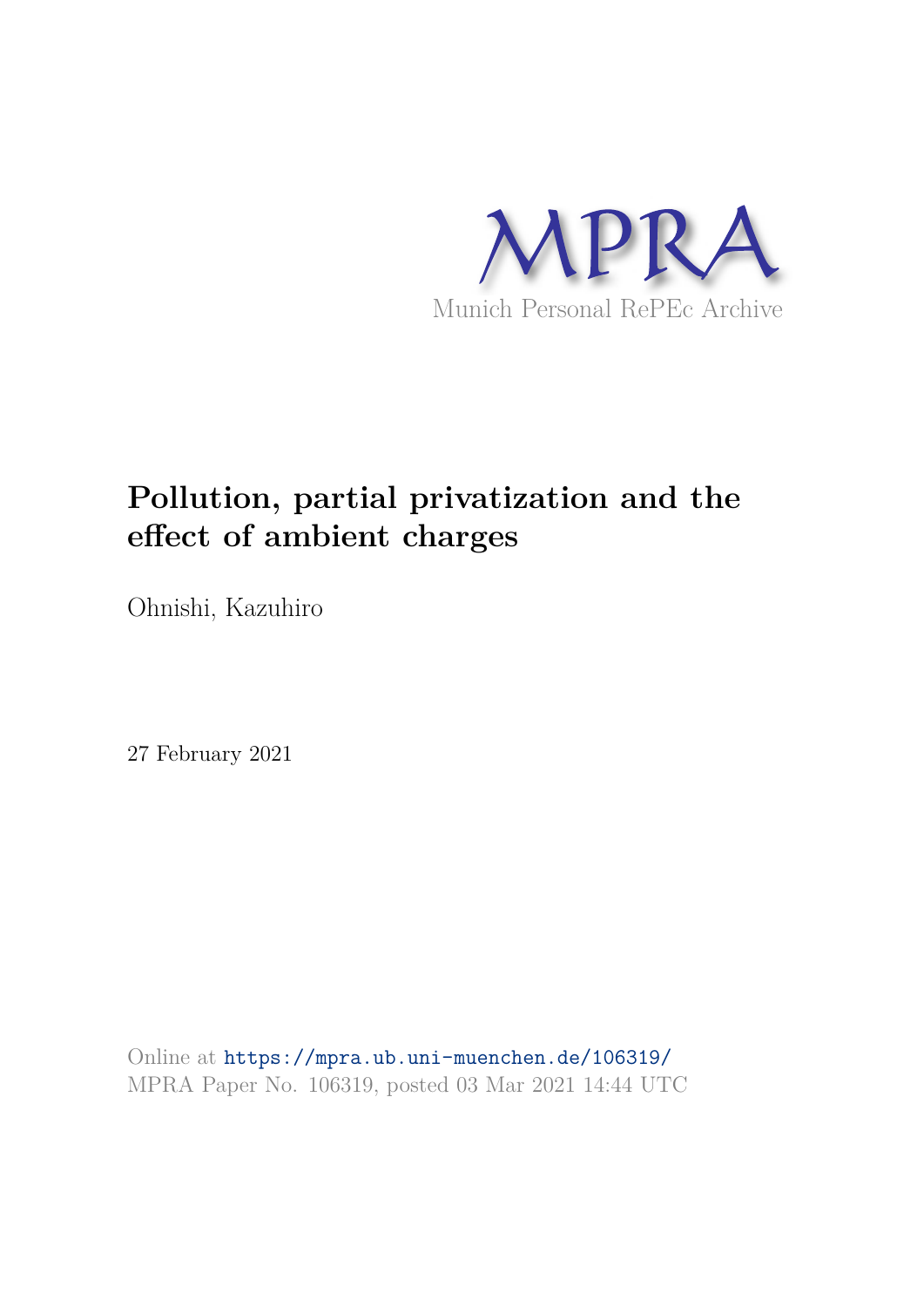MPRA

Munich Personal RePEc Archive

# Pollution, partial privatization and the effect of ambient charges

Ohnishi, Kazuhiro

27 February 2021

Online at https://mpra.ub.uni-muenchen.de/106319/
MPRA Paper No. 106319, posted 03 Mar 2021 14:44 UTC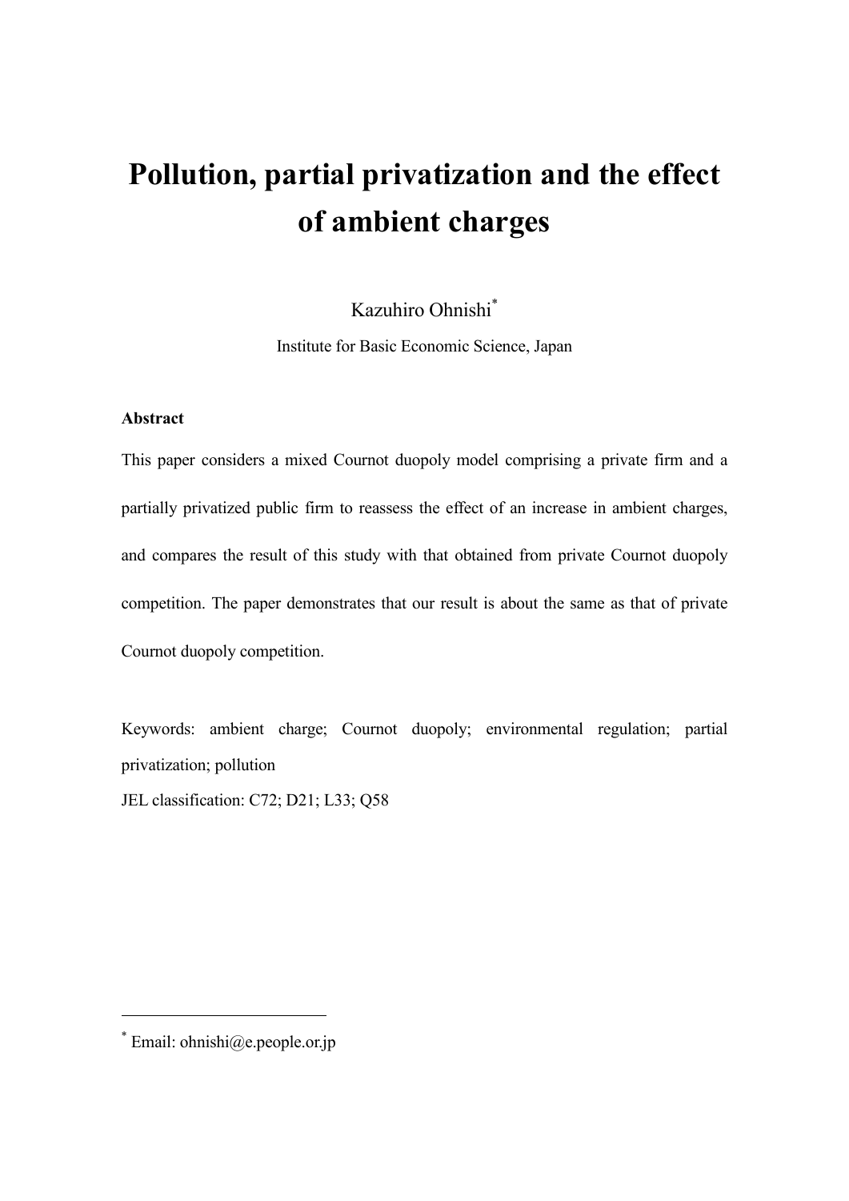# Pollution, partial privatization and the effect of ambient charges

Kazuhiro Ohnishi[*]

Institute for Basic Economic Science, Japan

**Abstract**

This paper considers a mixed Cournot duopoly model comprising a private firm and a partially privatized public firm to reassess the effect of an increase in ambient charges, and compares the result of this study with that obtained from private Cournot duopoly competition. The paper demonstrates that our result is about the same as that of private Cournot duopoly competition.

Keywords: ambient charge; Cournot duopoly; environmental regulation; partial privatization; pollution

JEL classification: C72; D21; L33; Q58

---

[*] Email: ohnishi@e.people.or.jp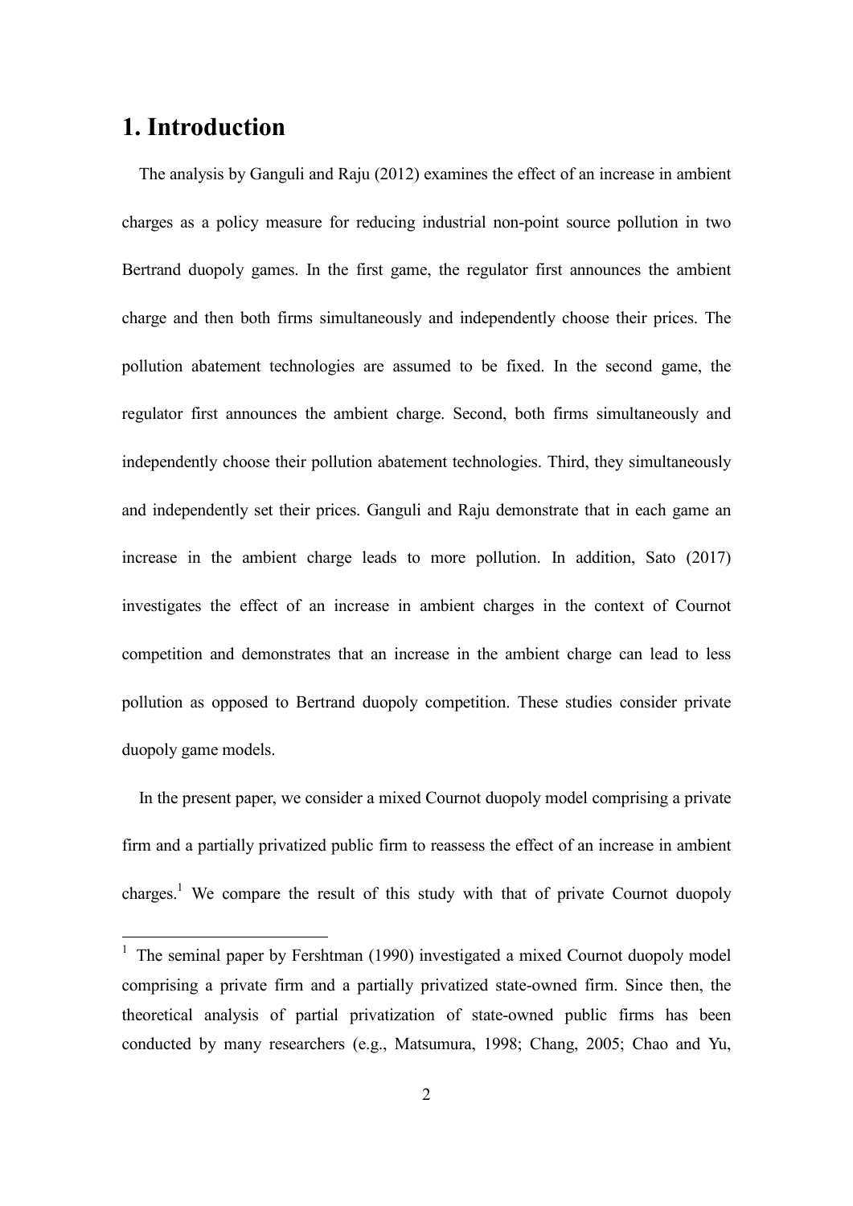# 1. Introduction

The analysis by Ganguli and Raju (2012) examines the effect of an increase in ambient charges as a policy measure for reducing industrial non-point source pollution in two Bertrand duopoly games. In the first game, the regulator first announces the ambient charge and then both firms simultaneously and independently choose their prices. The pollution abatement technologies are assumed to be fixed. In the second game, the regulator first announces the ambient charge. Second, both firms simultaneously and independently choose their pollution abatement technologies. Third, they simultaneously and independently set their prices. Ganguli and Raju demonstrate that in each game an increase in the ambient charge leads to more pollution. In addition, Sato (2017) investigates the effect of an increase in ambient charges in the context of Cournot competition and demonstrates that an increase in the ambient charge can lead to less pollution as opposed to Bertrand duopoly competition. These studies consider private duopoly game models.

In the present paper, we consider a mixed Cournot duopoly model comprising a private firm and a partially privatized public firm to reassess the effect of an increase in ambient charges.[1] We compare the result of this study with that of private Cournot duopoly

[1] The seminal paper by Fershtman (1990) investigated a mixed Cournot duopoly model comprising a private firm and a partially privatized state-owned firm. Since then, the theoretical analysis of partial privatization of state-owned public firms has been conducted by many researchers (e.g., Matsumura, 1998; Chang, 2005; Chao and Yu,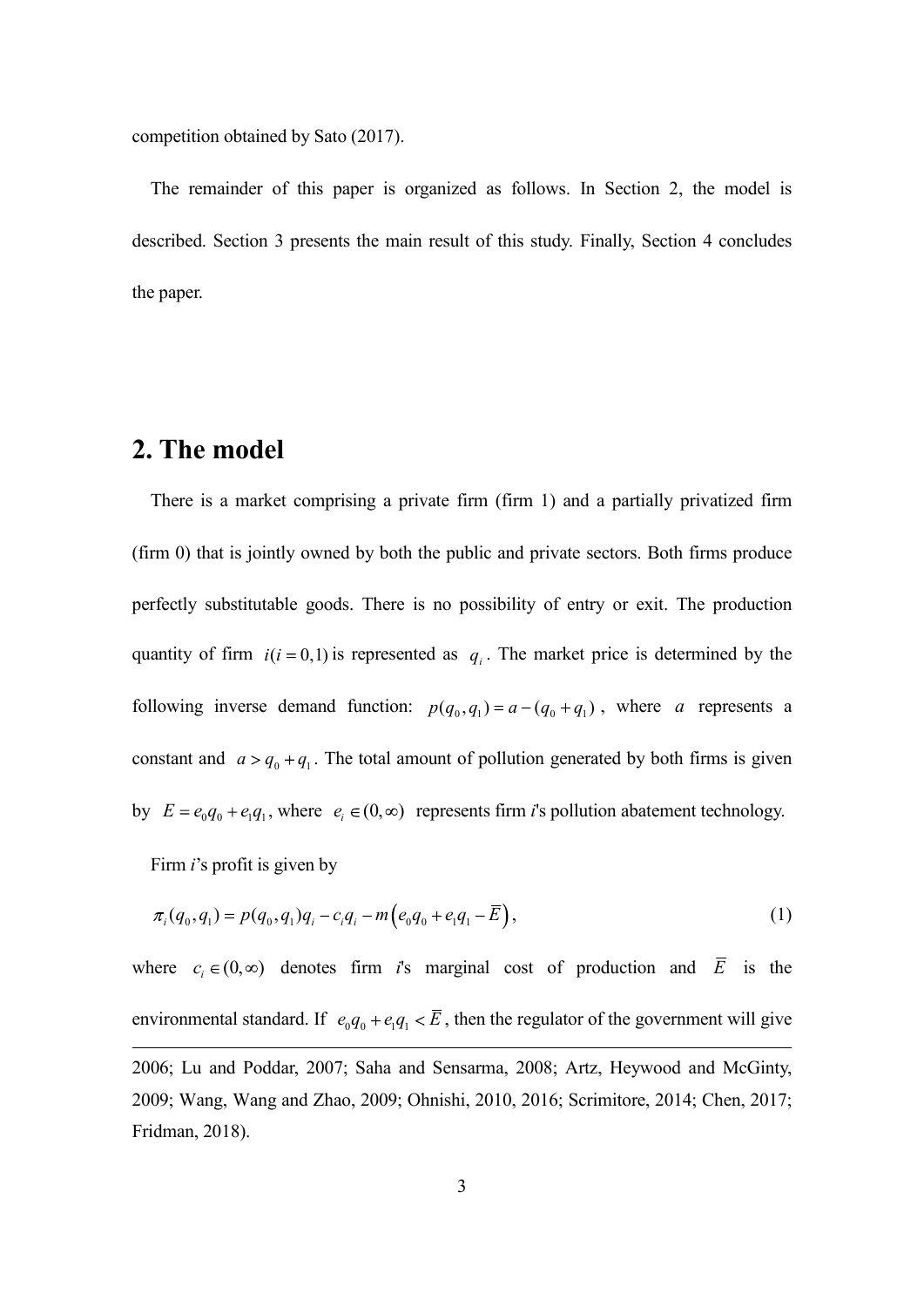competition obtained by Sato (2017).

The remainder of this paper is organized as follows. In Section 2, the model is described. Section 3 presents the main result of this study. Finally, Section 4 concludes the paper.

## 2. The model

There is a market comprising a private firm (firm 1) and a partially privatized firm (firm 0) that is jointly owned by both the public and private sectors. Both firms produce perfectly substitutable goods. There is no possibility of entry or exit. The production quantity of firm $i (i = 0,1)$ is represented as $q_i$. The market price is determined by the following inverse demand function: $p(q_0, q_1) = a - (q_0 + q_1)$, where $a$ represents a constant and $a > q_0 + q_1$. The total amount of pollution generated by both firms is given by $E = e_0 q_0 + e_1 q_1$, where $e_i \in (0, \infty)$ represents firm *i*'s pollution abatement technology.

Firm *i*'s profit is given by

$$\pi_i(q_0, q_1) = p(q_0, q_1)q_i - c_i q_i - m\left(e_0 q_0 + e_1 q_1 - \overline{E}\right), \tag{1}$$

where $c_i \in (0, \infty)$ denotes firm *i*'s marginal cost of production and $\overline{E}$ is the environmental standard. If $e_0 q_0 + e_1 q_1 < \overline{E}$, then the regulator of the government will give

---

2006; Lu and Poddar, 2007; Saha and Sensarma, 2008; Artz, Heywood and McGinty, 2009; Wang, Wang and Zhao, 2009; Ohnishi, 2010, 2016; Scrimitore, 2014; Chen, 2017; Fridman, 2018).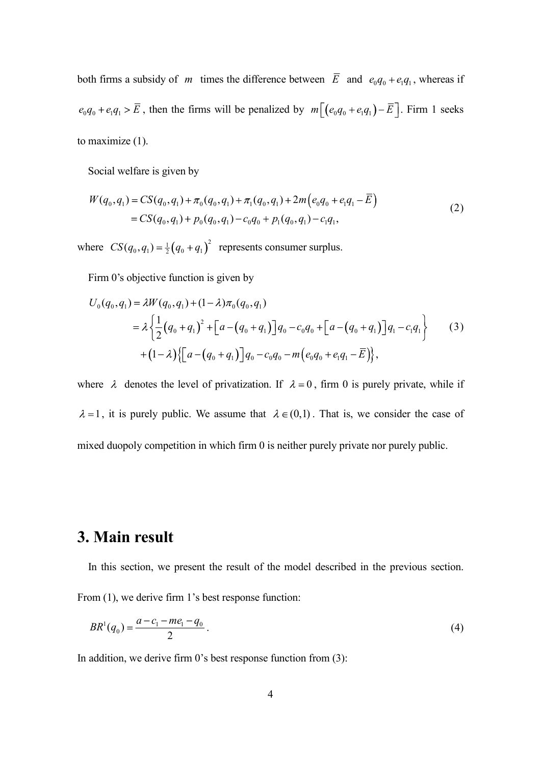both firms a subsidy of $m$ times the difference between $\overline{E}$ and $e_0 q_0 + e_1 q_1$, whereas if $e_0 q_0 + e_1 q_1 > \overline{E}$, then the firms will be penalized by $m\left[\left(e_0 q_0 + e_1 q_1\right) - \overline{E}\right]$. Firm 1 seeks to maximize (1).

Social welfare is given by

$$
\begin{aligned}
W(q_0, q_1) &= CS(q_0, q_1) + \pi_0(q_0, q_1) + \pi_1(q_0, q_1) + 2m\left(e_0 q_0 + e_1 q_1 - \overline{E}\right) \\
&= CS(q_0, q_1) + p_0(q_0, q_1) - c_0 q_0 + p_1(q_0, q_1) - c_1 q_1,
\end{aligned}
\tag{2}
$$

where $CS(q_0, q_1) = \frac{1}{2}\left(q_0 + q_1\right)^2$ represents consumer surplus.

Firm 0's objective function is given by

$$
\begin{aligned}
U_0(q_0, q_1) &= \lambda W(q_0, q_1) + (1-\lambda)\pi_0(q_0, q_1) \\
&= \lambda\left\{\frac{1}{2}\left(q_0 + q_1\right)^2 + \left[a - \left(q_0 + q_1\right)\right]q_0 - c_0 q_0 + \left[a - \left(q_0 + q_1\right)\right]q_1 - c_1 q_1\right\} \\
&\quad + \left(1-\lambda\right)\left\{\left[a - \left(q_0 + q_1\right)\right]q_0 - c_0 q_0 - m\left(e_0 q_0 + e_1 q_1 - \overline{E}\right)\right\},
\end{aligned}
\tag{3}
$$

where $\lambda$ denotes the level of privatization. If $\lambda = 0$, firm 0 is purely private, while if $\lambda = 1$, it is purely public. We assume that $\lambda \in (0,1)$. That is, we consider the case of mixed duopoly competition in which firm 0 is neither purely private nor purely public.

# 3. Main result

In this section, we present the result of the model described in the previous section. From (1), we derive firm 1's best response function:

$$
BR^1(q_0) = \frac{a - c_1 - me_1 - q_0}{2}.
\tag{4}
$$

In addition, we derive firm 0's best response function from (3):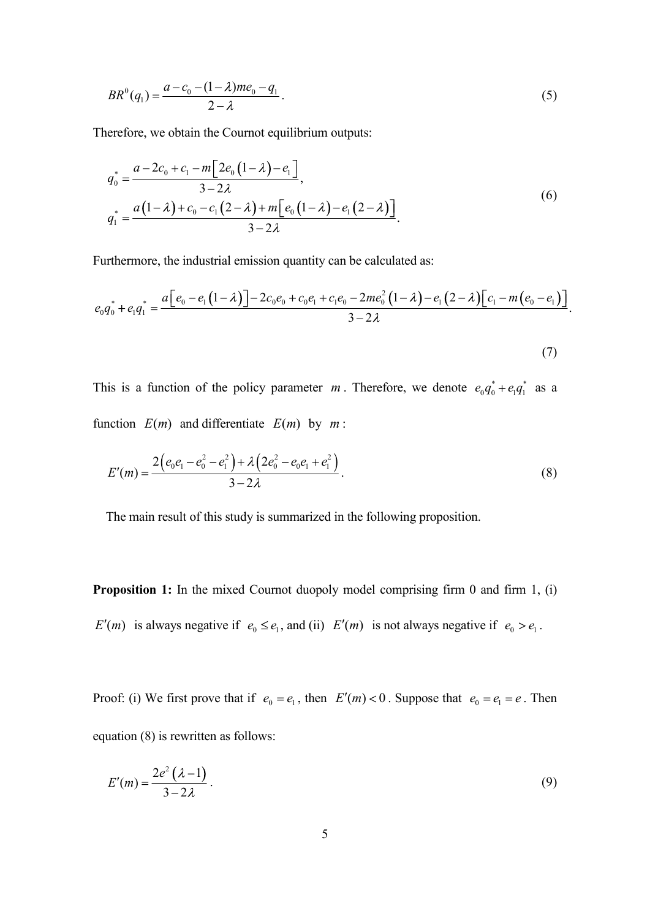$$BR^0(q_1) = \frac{a - c_0 - (1-\lambda)me_0 - q_1}{2-\lambda}. \tag{5}$$

Therefore, we obtain the Cournot equilibrium outputs:

$$\begin{aligned} q_0^* &= \frac{a - 2c_0 + c_1 - m\left[2e_0\left(1-\lambda\right) - e_1\right]}{3-2\lambda}, \\ q_1^* &= \frac{a\left(1-\lambda\right) + c_0 - c_1\left(2-\lambda\right) + m\left[e_0\left(1-\lambda\right) - e_1\left(2-\lambda\right)\right]}{3-2\lambda}. \end{aligned} \tag{6}$$

Furthermore, the industrial emission quantity can be calculated as:

$$e_0 q_0^* + e_1 q_1^* = \frac{a\left[e_0 - e_1\left(1-\lambda\right)\right] - 2c_0e_0 + c_0e_1 + c_1e_0 - 2me_0^2\left(1-\lambda\right) - e_1\left(2-\lambda\right)\left[c_1 - m\left(e_0 - e_1\right)\right]}{3-2\lambda}. \tag{7}$$

This is a function of the policy parameter $m$. Therefore, we denote $e_0 q_0^* + e_1 q_1^*$ as a function $E(m)$ and differentiate $E(m)$ by $m$:

$$E'(m) = \frac{2\left(e_0e_1 - e_0^2 - e_1^2\right) + \lambda\left(2e_0^2 - e_0e_1 + e_1^2\right)}{3-2\lambda}. \tag{8}$$

The main result of this study is summarized in the following proposition.

**Proposition 1:** In the mixed Cournot duopoly model comprising firm 0 and firm 1, (i) $E'(m)$ is always negative if $e_0 \leq e_1$, and (ii) $E'(m)$ is not always negative if $e_0 > e_1$.

Proof: (i) We first prove that if $e_0 = e_1$, then $E'(m) < 0$. Suppose that $e_0 = e_1 = e$. Then equation (8) is rewritten as follows:

$$E'(m) = \frac{2e^2\left(\lambda - 1\right)}{3-2\lambda}. \tag{9}$$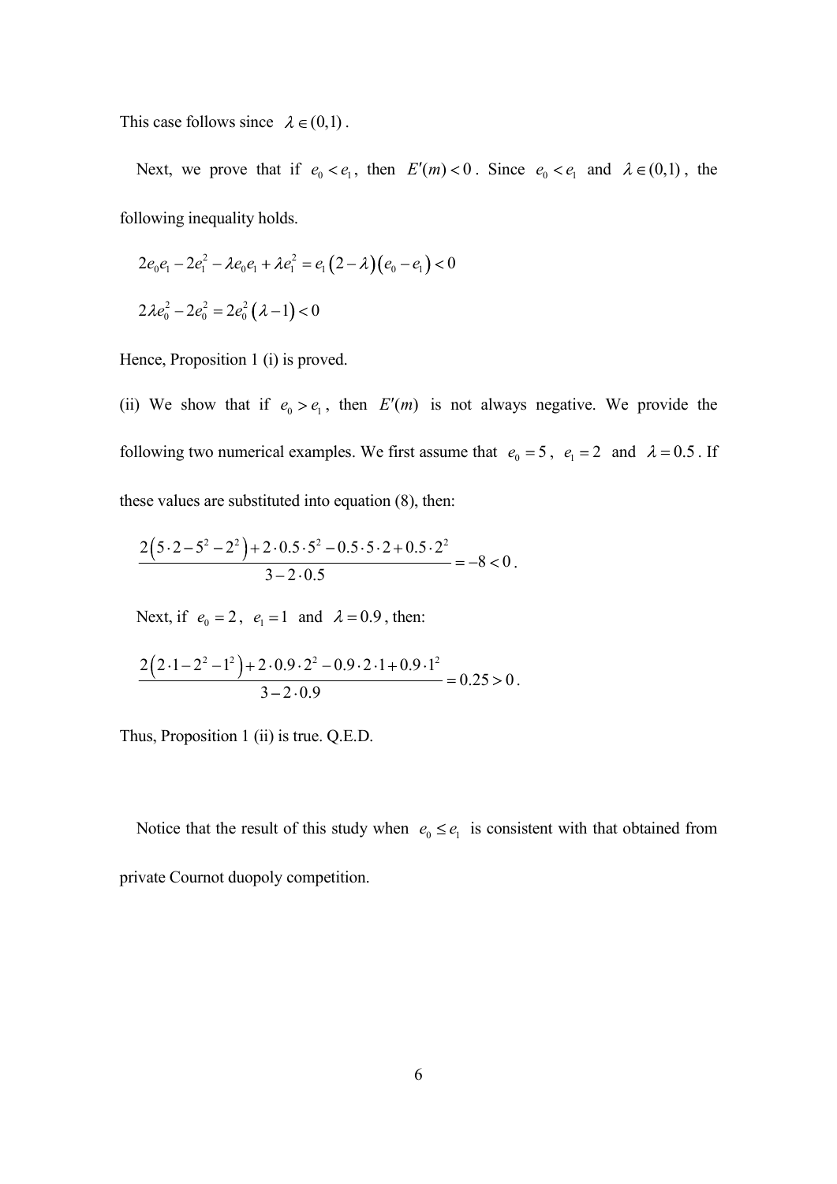This case follows since $\lambda \in (0,1)$.

Next, we prove that if $e_0 < e_1$, then $E'(m) < 0$. Since $e_0 < e_1$ and $\lambda \in (0,1)$, the following inequality holds.

$$2e_0e_1 - 2e_1^2 - \lambda e_0 e_1 + \lambda e_1^2 = e_1\left(2-\lambda\right)\left(e_0 - e_1\right) < 0$$

$$2\lambda e_0^2 - 2e_0^2 = 2e_0^2\left(\lambda - 1\right) < 0$$

Hence, Proposition 1 (i) is proved.

(ii) We show that if $e_0 > e_1$, then $E'(m)$ is not always negative. We provide the following two numerical examples. We first assume that $e_0 = 5$, $e_1 = 2$ and $\lambda = 0.5$. If these values are substituted into equation (8), then:

$$\frac{2\left(5\cdot 2 - 5^2 - 2^2\right) + 2\cdot 0.5 \cdot 5^2 - 0.5\cdot 5\cdot 2 + 0.5\cdot 2^2}{3 - 2\cdot 0.5} = -8 < 0.$$

Next, if $e_0 = 2$, $e_1 = 1$ and $\lambda = 0.9$, then:

$$\frac{2\left(2\cdot 1 - 2^2 - 1^2\right) + 2\cdot 0.9 \cdot 2^2 - 0.9\cdot 2\cdot 1 + 0.9\cdot 1^2}{3 - 2\cdot 0.9} = 0.25 > 0.$$

Thus, Proposition 1 (ii) is true. Q.E.D.

Notice that the result of this study when $e_0 \leq e_1$ is consistent with that obtained from private Cournot duopoly competition.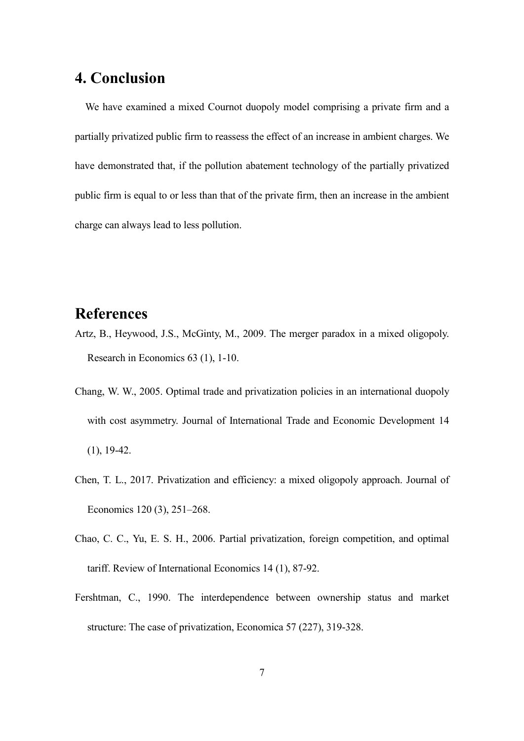## 4. Conclusion

We have examined a mixed Cournot duopoly model comprising a private firm and a partially privatized public firm to reassess the effect of an increase in ambient charges. We have demonstrated that, if the pollution abatement technology of the partially privatized public firm is equal to or less than that of the private firm, then an increase in the ambient charge can always lead to less pollution.

## References

Artz, B., Heywood, J.S., McGinty, M., 2009. The merger paradox in a mixed oligopoly. Research in Economics 63 (1), 1-10.

Chang, W. W., 2005. Optimal trade and privatization policies in an international duopoly with cost asymmetry. Journal of International Trade and Economic Development 14 (1), 19-42.

Chen, T. L., 2017. Privatization and efficiency: a mixed oligopoly approach. Journal of Economics 120 (3), 251–268.

Chao, C. C., Yu, E. S. H., 2006. Partial privatization, foreign competition, and optimal tariff. Review of International Economics 14 (1), 87-92.

Fershtman, C., 1990. The interdependence between ownership status and market structure: The case of privatization, Economica 57 (227), 319-328.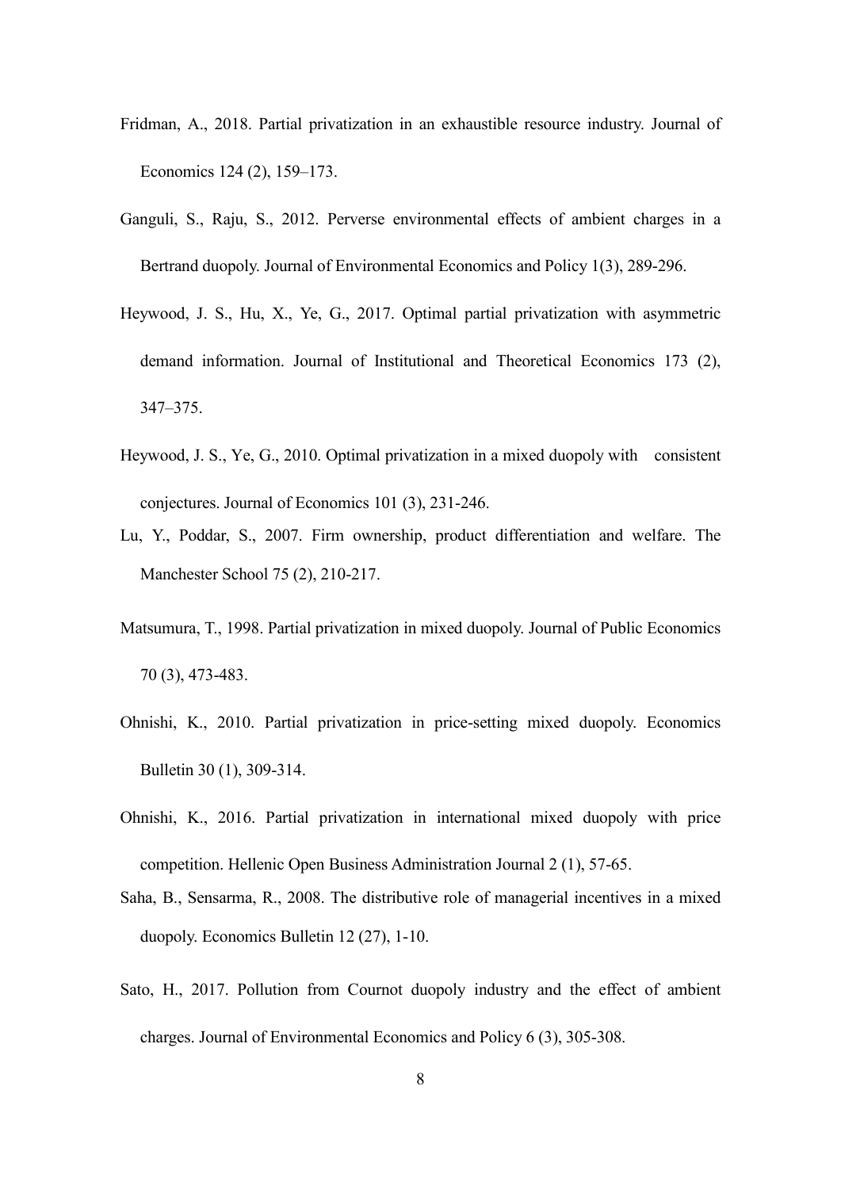Fridman, A., 2018. Partial privatization in an exhaustible resource industry. Journal of Economics 124 (2), 159–173.

Ganguli, S., Raju, S., 2012. Perverse environmental effects of ambient charges in a Bertrand duopoly. Journal of Environmental Economics and Policy 1(3), 289-296.

Heywood, J. S., Hu, X., Ye, G., 2017. Optimal partial privatization with asymmetric demand information. Journal of Institutional and Theoretical Economics 173 (2), 347–375.

Heywood, J. S., Ye, G., 2010. Optimal privatization in a mixed duopoly with consistent conjectures. Journal of Economics 101 (3), 231-246.

Lu, Y., Poddar, S., 2007. Firm ownership, product differentiation and welfare. The Manchester School 75 (2), 210-217.

Matsumura, T., 1998. Partial privatization in mixed duopoly. Journal of Public Economics 70 (3), 473-483.

Ohnishi, K., 2010. Partial privatization in price-setting mixed duopoly. Economics Bulletin 30 (1), 309-314.

Ohnishi, K., 2016. Partial privatization in international mixed duopoly with price competition. Hellenic Open Business Administration Journal 2 (1), 57-65.

Saha, B., Sensarma, R., 2008. The distributive role of managerial incentives in a mixed duopoly. Economics Bulletin 12 (27), 1-10.

Sato, H., 2017. Pollution from Cournot duopoly industry and the effect of ambient charges. Journal of Environmental Economics and Policy 6 (3), 305-308.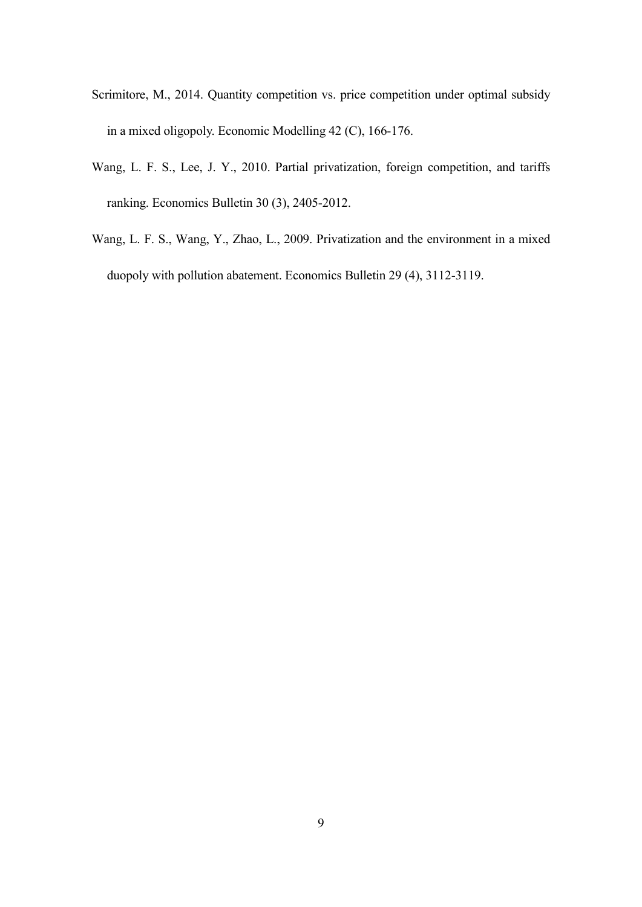Scrimitore, M., 2014. Quantity competition vs. price competition under optimal subsidy in a mixed oligopoly. Economic Modelling 42 (C), 166-176.

Wang, L. F. S., Lee, J. Y., 2010. Partial privatization, foreign competition, and tariffs ranking. Economics Bulletin 30 (3), 2405-2012.

Wang, L. F. S., Wang, Y., Zhao, L., 2009. Privatization and the environment in a mixed duopoly with pollution abatement. Economics Bulletin 29 (4), 3112-3119.